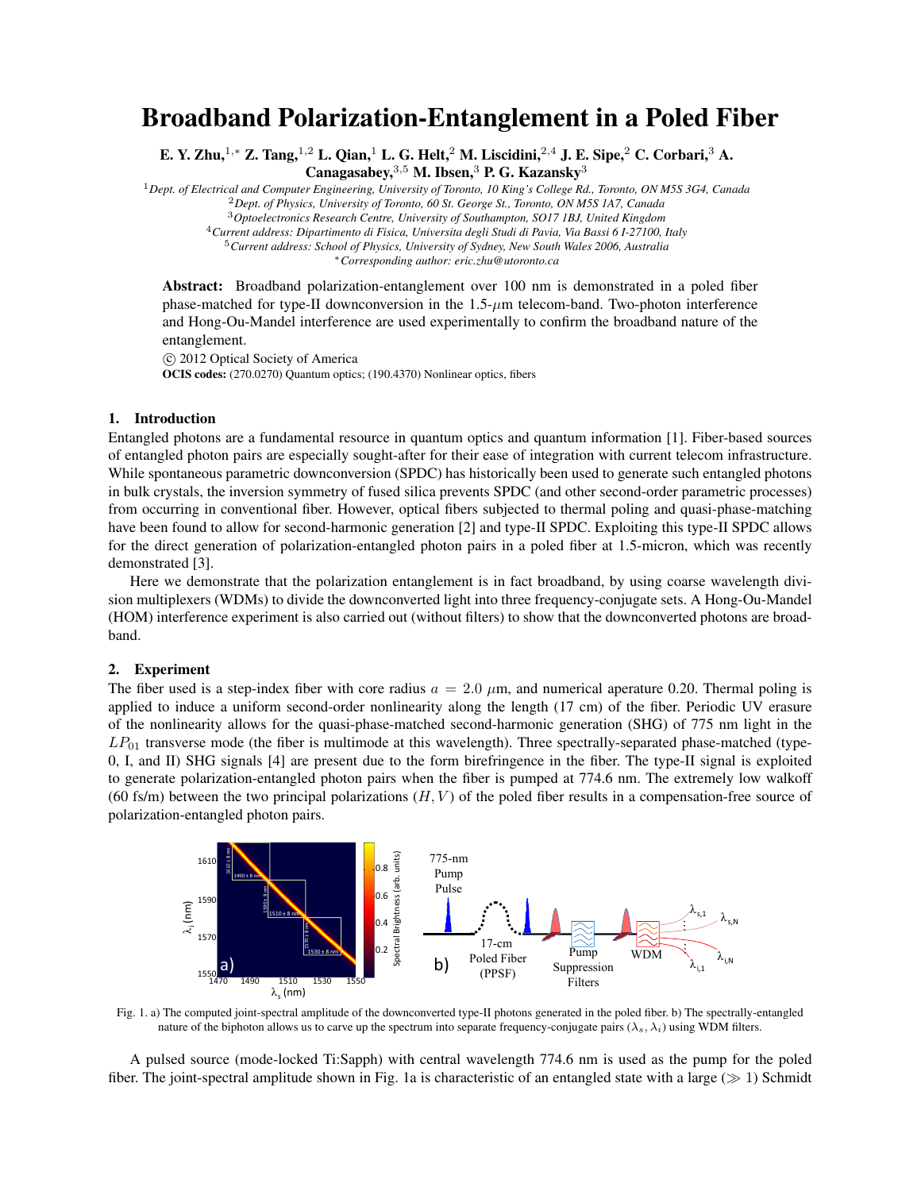# Broadband Polarization-Entanglement in a Poled Fiber

**E. Y. Zhu,[1,*] Z. Tang,[1,2] L. Qian,[1] L. G. Helt,[2] M. Liscidini,[2,4] J. E. Sipe,[2] C. Corbari,[3] A. Canagasabey,[3,5] M. Ibsen,[3] P. G. Kazansky[3]**

[1] *Dept. of Electrical and Computer Engineering, University of Toronto, 10 King's College Rd., Toronto, ON M5S 3G4, Canada*
[2] *Dept. of Physics, University of Toronto, 60 St. George St., Toronto, ON M5S 1A7, Canada*
[3] *Optoelectronics Research Centre, University of Southampton, SO17 1BJ, United Kingdom*
[4] *Current address: Dipartimento di Fisica, Universita degli Studi di Pavia, Via Bassi 6 I-27100, Italy*
[5] *Current address: School of Physics, University of Sydney, New South Wales 2006, Australia*
[*] *Corresponding author: eric.zhu@utoronto.ca*

**Abstract:** Broadband polarization-entanglement over 100 nm is demonstrated in a poled fiber phase-matched for type-II downconversion in the 1.5-$\mu$m telecom-band. Two-photon interference and Hong-Ou-Mandel interference are used experimentally to confirm the broadband nature of the entanglement.

© 2012 Optical Society of America

**OCIS codes:** (270.0270) Quantum optics; (190.4370) Nonlinear optics, fibers

## 1. Introduction

Entangled photons are a fundamental resource in quantum optics and quantum information [1]. Fiber-based sources of entangled photon pairs are especially sought-after for their ease of integration with current telecom infrastructure. While spontaneous parametric downconversion (SPDC) has historically been used to generate such entangled photons in bulk crystals, the inversion symmetry of fused silica prevents SPDC (and other second-order parametric processes) from occurring in conventional fiber. However, optical fibers subjected to thermal poling and quasi-phase-matching have been found to allow for second-harmonic generation [2] and type-II SPDC. Exploiting this type-II SPDC allows for the direct generation of polarization-entangled photon pairs in a poled fiber at 1.5-micron, which was recently demonstrated [3].

Here we demonstrate that the polarization entanglement is in fact broadband, by using coarse wavelength division multiplexers (WDMs) to divide the downconverted light into three frequency-conjugate sets. A Hong-Ou-Mandel (HOM) interference experiment is also carried out (without filters) to show that the downconverted photons are broadband.

## 2. Experiment

The fiber used is a step-index fiber with core radius $a = 2.0$ $\mu$m, and numerical aperature 0.20. Thermal poling is applied to induce a uniform second-order nonlinearity along the length (17 cm) of the fiber. Periodic UV erasure of the nonlinearity allows for the quasi-phase-matched second-harmonic generation (SHG) of 775 nm light in the $LP_{01}$ transverse mode (the fiber is multimode at this wavelength). Three spectrally-separated phase-matched (type-0, I, and II) SHG signals [4] are present due to the form birefringence in the fiber. The type-II signal is exploited to generate polarization-entangled photon pairs when the fiber is pumped at 774.6 nm. The extremely low walkoff (60 fs/m) between the two principal polarizations $(H, V)$ of the poled fiber results in a compensation-free source of polarization-entangled photon pairs.

Fig. 1. a) The computed joint-spectral amplitude of the downconverted type-II photons generated in the poled fiber. b) The spectrally-entangled nature of the biphoton allows us to carve up the spectrum into separate frequency-conjugate pairs $(\lambda_s, \lambda_i)$ using WDM filters.

A pulsed source (mode-locked Ti:Sapph) with central wavelength 774.6 nm is used as the pump for the poled fiber. The joint-spectral amplitude shown in Fig. 1a is characteristic of an entangled state with a large ($\gg 1$) Schmidt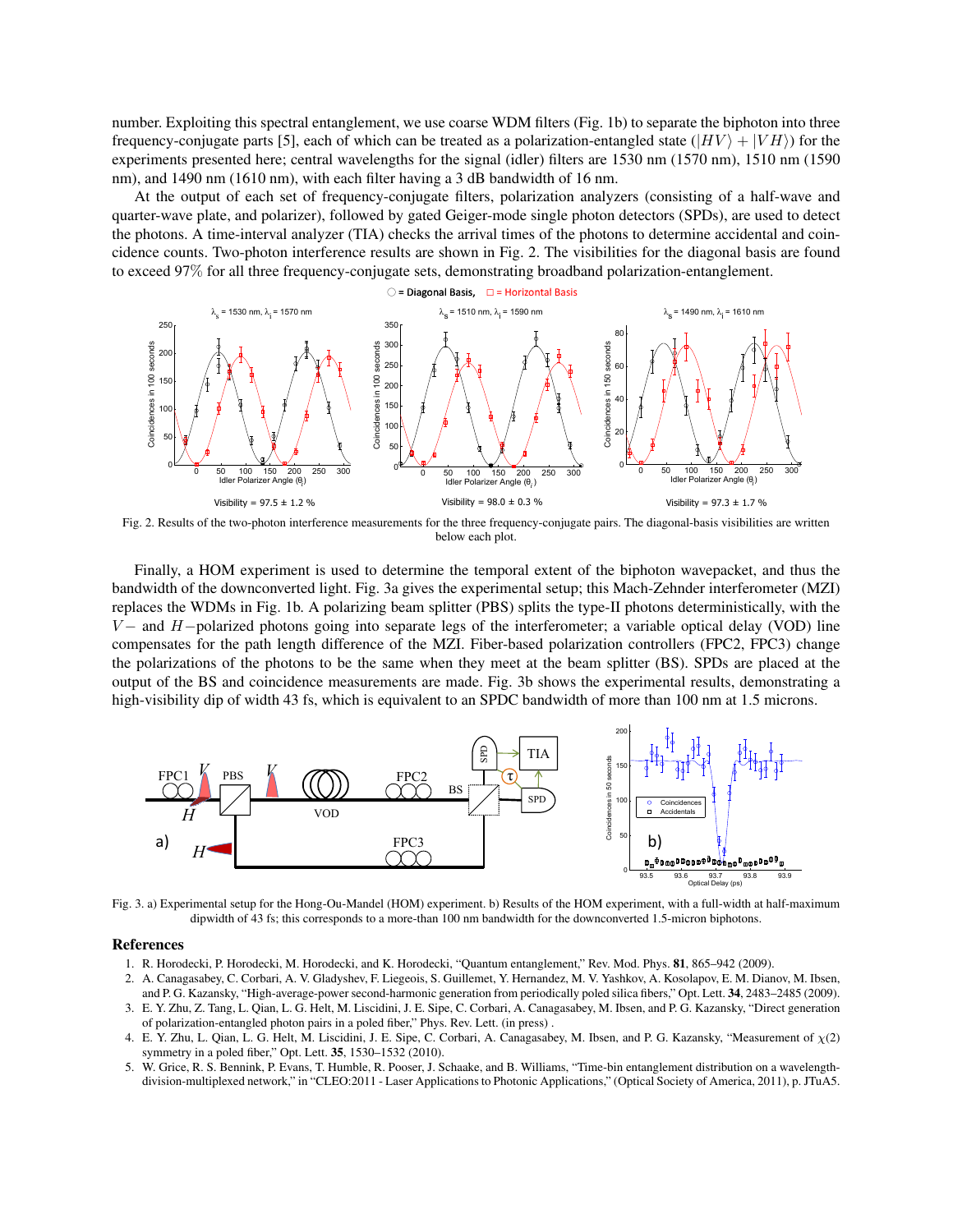number. Exploiting this spectral entanglement, we use coarse WDM filters (Fig. 1b) to separate the biphoton into three frequency-conjugate parts [5], each of which can be treated as a polarization-entangled state ($|HV\rangle + |VH\rangle$) for the experiments presented here; central wavelengths for the signal (idler) filters are 1530 nm (1570 nm), 1510 nm (1590 nm), and 1490 nm (1610 nm), with each filter having a 3 dB bandwidth of 16 nm.

At the output of each set of frequency-conjugate filters, polarization analyzers (consisting of a half-wave and quarter-wave plate, and polarizer), followed by gated Geiger-mode single photon detectors (SPDs), are used to detect the photons. A time-interval analyzer (TIA) checks the arrival times of the photons to determine accidental and coincidence counts. Two-photon interference results are shown in Fig. 2. The visibilities for the diagonal basis are found to exceed 97% for all three frequency-conjugate sets, demonstrating broadband polarization-entanglement.

○ = Diagonal Basis, □ = Horizontal Basis

$\lambda_s$ = 1530 nm, $\lambda_i$ = 1570 nm

Coincidences in 100 seconds

Idler Polarizer Angle ($\theta_i$)

Visibility = 97.5 ± 1.2 %

$\lambda_s$ = 1510 nm, $\lambda_i$ = 1590 nm

Coincidences in 100 seconds

Idler Polarizer Angle ($\theta_i$)

Visibility = 98.0 ± 0.3 %

$\lambda_s$ = 1490 nm, $\lambda_i$ = 1610 nm

Coincidences in 150 seconds

Idler Polarizer Angle ($\theta_i$)

Visibility = 97.3 ± 1.7 %

Fig. 2. Results of the two-photon interference measurements for the three frequency-conjugate pairs. The diagonal-basis visibilities are written below each plot.

Finally, a HOM experiment is used to determine the temporal extent of the biphoton wavepacket, and thus the bandwidth of the downconverted light. Fig. 3a gives the experimental setup; this Mach-Zehnder interferometer (MZI) replaces the WDMs in Fig. 1b. A polarizing beam splitter (PBS) splits the type-II photons deterministically, with the $V-$ and $H-$polarized photons going into separate legs of the interferometer; a variable optical delay (VOD) line compensates for the path length difference of the MZI. Fiber-based polarization controllers (FPC2, FPC3) change the polarizations of the photons to be the same when they meet at the beam splitter (BS). SPDs are placed at the output of the BS and coincidence measurements are made. Fig. 3b shows the experimental results, demonstrating a high-visibility dip of width 43 fs, which is equivalent to an SPDC bandwidth of more than 100 nm at 1.5 microns.

a) FPC1 V H PBS V VOD FPC2 BS SPD TIA τ SPD H FPC3

b) Coincidences in 50 seconds

Coincidences

Accidentals

Optical Delay (ps)

Fig. 3. a) Experimental setup for the Hong-Ou-Mandel (HOM) experiment. b) Results of the HOM experiment, with a full-width at half-maximum dipwidth of 43 fs; this corresponds to a more-than 100 nm bandwidth for the downconverted 1.5-micron biphotons.

## References

1. R. Horodecki, P. Horodecki, M. Horodecki, and K. Horodecki, "Quantum entanglement," Rev. Mod. Phys. **81**, 865–942 (2009).
2. A. Canagasabey, C. Corbari, A. V. Gladyshev, F. Liegeois, S. Guillemet, Y. Hernandez, M. V. Yashkov, A. Kosolapov, E. M. Dianov, M. Ibsen, and P. G. Kazansky, "High-average-power second-harmonic generation from periodically poled silica fibers," Opt. Lett. **34**, 2483–2485 (2009).
3. E. Y. Zhu, Z. Tang, L. Qian, L. G. Helt, M. Liscidini, J. E. Sipe, C. Corbari, A. Canagasabey, M. Ibsen, and P. G. Kazansky, "Direct generation of polarization-entangled photon pairs in a poled fiber," Phys. Rev. Lett. (in press) .
4. E. Y. Zhu, L. Qian, L. G. Helt, M. Liscidini, J. E. Sipe, C. Corbari, A. Canagasabey, M. Ibsen, and P. G. Kazansky, "Measurement of $\chi(2)$ symmetry in a poled fiber," Opt. Lett. **35**, 1530–1532 (2010).
5. W. Grice, R. S. Bennink, P. Evans, T. Humble, R. Pooser, J. Schaake, and B. Williams, "Time-bin entanglement distribution on a wavelength-division-multiplexed network," in "CLEO:2011 - Laser Applications to Photonic Applications," (Optical Society of America, 2011), p. JTuA5.